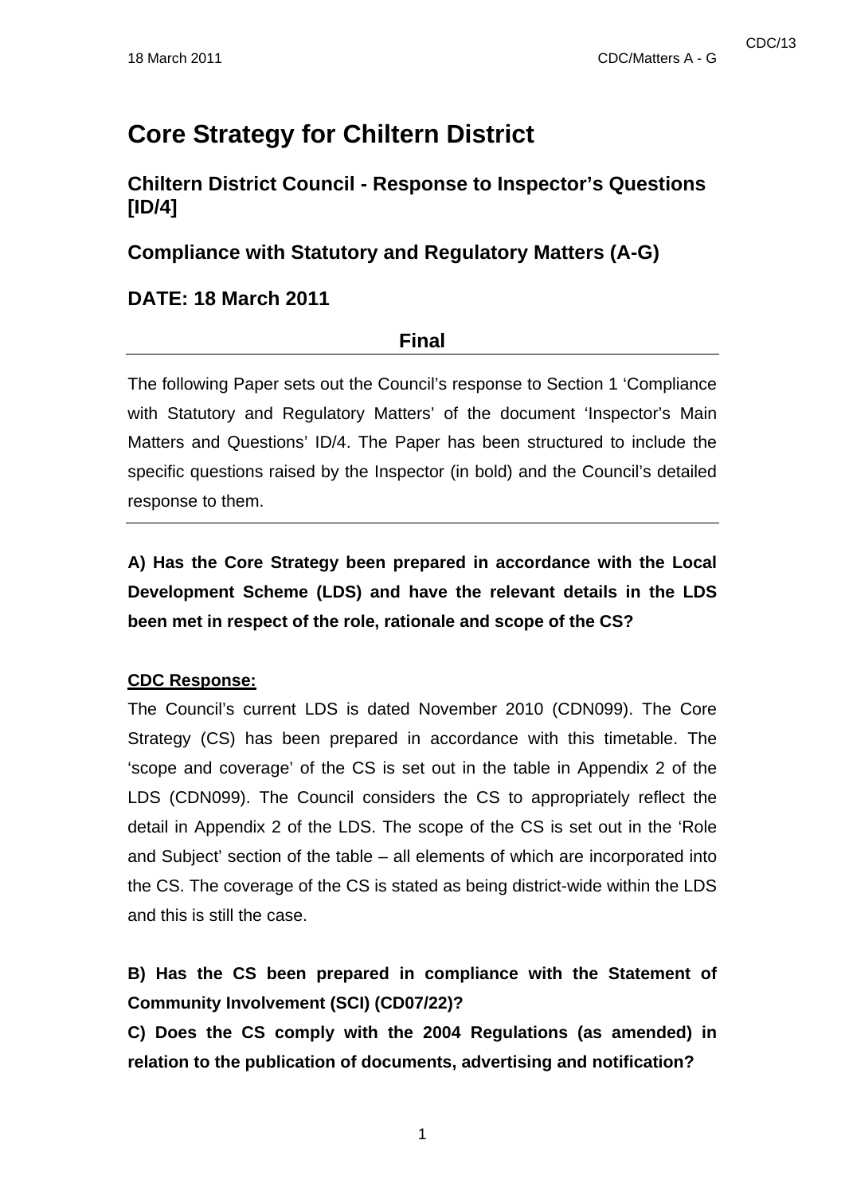# Core Strategy for Chiltern District

## Chiltern District Council - Response to Inspector's Questions [ID/4]

## Compliance with Statutory and Regulatory Matters (A-G)

## DATE: 18 March 2011

**Final**

---

The following Paper sets out the Council's response to Section 1 'Compliance with Statutory and Regulatory Matters' of the document 'Inspector's Main Matters and Questions' ID/4. The Paper has been structured to include the specific questions raised by the Inspector (in bold) and the Council's detailed response to them.

---

**A) Has the Core Strategy been prepared in accordance with the Local Development Scheme (LDS) and have the relevant details in the LDS been met in respect of the role, rationale and scope of the CS?**

**CDC Response:**

The Council's current LDS is dated November 2010 (CDN099). The Core Strategy (CS) has been prepared in accordance with this timetable. The 'scope and coverage' of the CS is set out in the table in Appendix 2 of the LDS (CDN099). The Council considers the CS to appropriately reflect the detail in Appendix 2 of the LDS. The scope of the CS is set out in the 'Role and Subject' section of the table – all elements of which are incorporated into the CS. The coverage of the CS is stated as being district-wide within the LDS and this is still the case.

**B) Has the CS been prepared in compliance with the Statement of Community Involvement (SCI) (CD07/22)?**

**C) Does the CS comply with the 2004 Regulations (as amended) in relation to the publication of documents, advertising and notification?**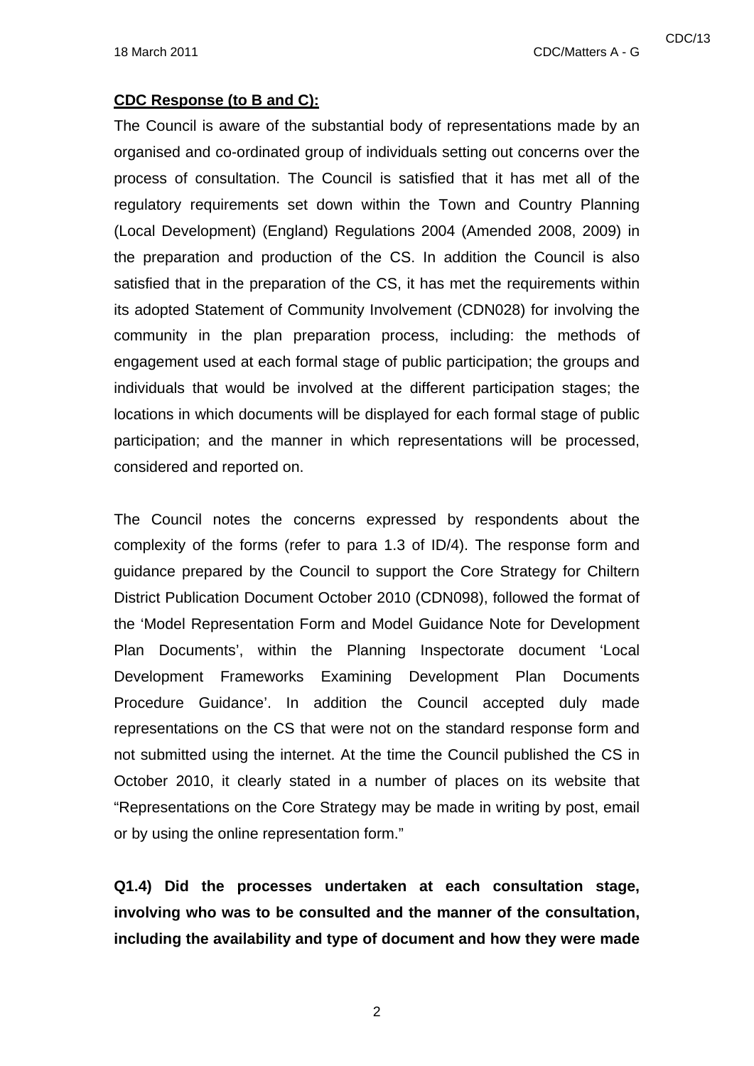**CDC Response (to B and C):**

The Council is aware of the substantial body of representations made by an organised and co-ordinated group of individuals setting out concerns over the process of consultation. The Council is satisfied that it has met all of the regulatory requirements set down within the Town and Country Planning (Local Development) (England) Regulations 2004 (Amended 2008, 2009) in the preparation and production of the CS. In addition the Council is also satisfied that in the preparation of the CS, it has met the requirements within its adopted Statement of Community Involvement (CDN028) for involving the community in the plan preparation process, including: the methods of engagement used at each formal stage of public participation; the groups and individuals that would be involved at the different participation stages; the locations in which documents will be displayed for each formal stage of public participation; and the manner in which representations will be processed, considered and reported on.

The Council notes the concerns expressed by respondents about the complexity of the forms (refer to para 1.3 of ID/4). The response form and guidance prepared by the Council to support the Core Strategy for Chiltern District Publication Document October 2010 (CDN098), followed the format of the 'Model Representation Form and Model Guidance Note for Development Plan Documents', within the Planning Inspectorate document 'Local Development Frameworks Examining Development Plan Documents Procedure Guidance'. In addition the Council accepted duly made representations on the CS that were not on the standard response form and not submitted using the internet. At the time the Council published the CS in October 2010, it clearly stated in a number of places on its website that "Representations on the Core Strategy may be made in writing by post, email or by using the online representation form."

**Q1.4) Did the processes undertaken at each consultation stage, involving who was to be consulted and the manner of the consultation, including the availability and type of document and how they were made**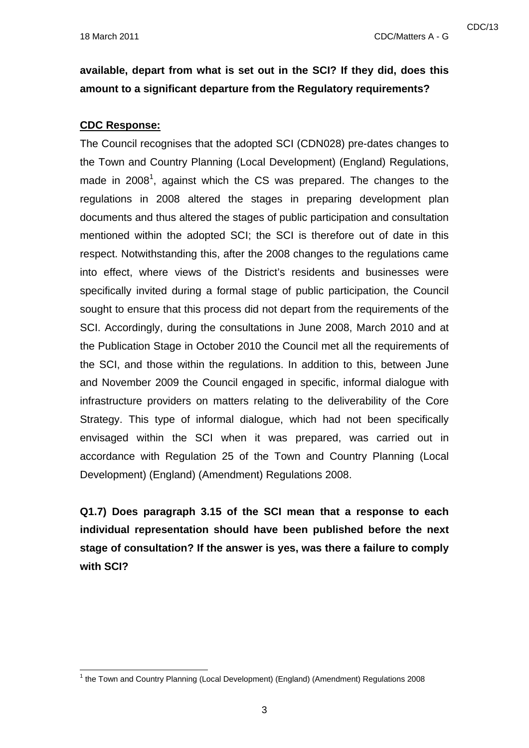**available, depart from what is set out in the SCI? If they did, does this amount to a significant departure from the Regulatory requirements?**

**CDC Response:**

The Council recognises that the adopted SCI (CDN028) pre-dates changes to the Town and Country Planning (Local Development) (England) Regulations, made in 2008[1], against which the CS was prepared. The changes to the regulations in 2008 altered the stages in preparing development plan documents and thus altered the stages of public participation and consultation mentioned within the adopted SCI; the SCI is therefore out of date in this respect. Notwithstanding this, after the 2008 changes to the regulations came into effect, where views of the District's residents and businesses were specifically invited during a formal stage of public participation, the Council sought to ensure that this process did not depart from the requirements of the SCI. Accordingly, during the consultations in June 2008, March 2010 and at the Publication Stage in October 2010 the Council met all the requirements of the SCI, and those within the regulations. In addition to this, between June and November 2009 the Council engaged in specific, informal dialogue with infrastructure providers on matters relating to the deliverability of the Core Strategy. This type of informal dialogue, which had not been specifically envisaged within the SCI when it was prepared, was carried out in accordance with Regulation 25 of the Town and Country Planning (Local Development) (England) (Amendment) Regulations 2008.

**Q1.7) Does paragraph 3.15 of the SCI mean that a response to each individual representation should have been published before the next stage of consultation? If the answer is yes, was there a failure to comply with SCI?**

[1] the Town and Country Planning (Local Development) (England) (Amendment) Regulations 2008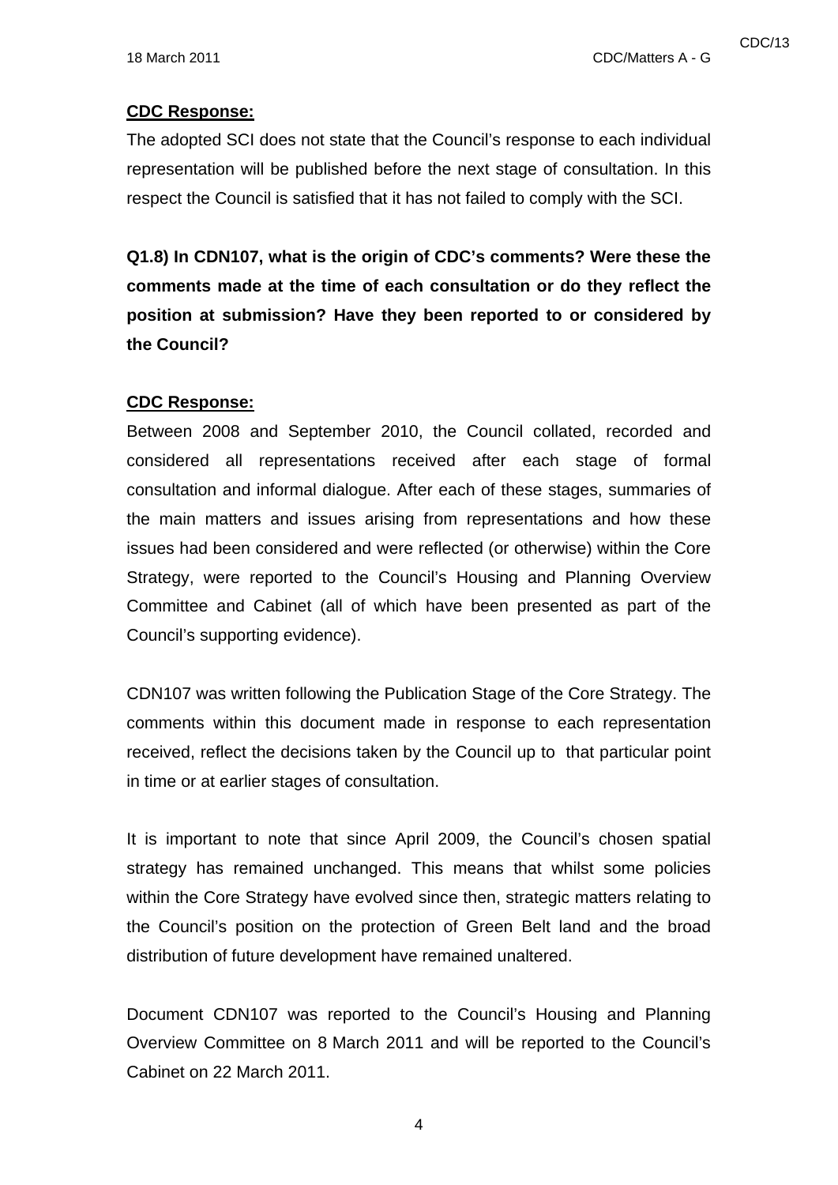**CDC Response:**

The adopted SCI does not state that the Council's response to each individual representation will be published before the next stage of consultation. In this respect the Council is satisfied that it has not failed to comply with the SCI.

**Q1.8) In CDN107, what is the origin of CDC's comments? Were these the comments made at the time of each consultation or do they reflect the position at submission? Have they been reported to or considered by the Council?**

**CDC Response:**

Between 2008 and September 2010, the Council collated, recorded and considered all representations received after each stage of formal consultation and informal dialogue. After each of these stages, summaries of the main matters and issues arising from representations and how these issues had been considered and were reflected (or otherwise) within the Core Strategy, were reported to the Council's Housing and Planning Overview Committee and Cabinet (all of which have been presented as part of the Council's supporting evidence).

CDN107 was written following the Publication Stage of the Core Strategy. The comments within this document made in response to each representation received, reflect the decisions taken by the Council up to that particular point in time or at earlier stages of consultation.

It is important to note that since April 2009, the Council's chosen spatial strategy has remained unchanged. This means that whilst some policies within the Core Strategy have evolved since then, strategic matters relating to the Council's position on the protection of Green Belt land and the broad distribution of future development have remained unaltered.

Document CDN107 was reported to the Council's Housing and Planning Overview Committee on 8 March 2011 and will be reported to the Council's Cabinet on 22 March 2011.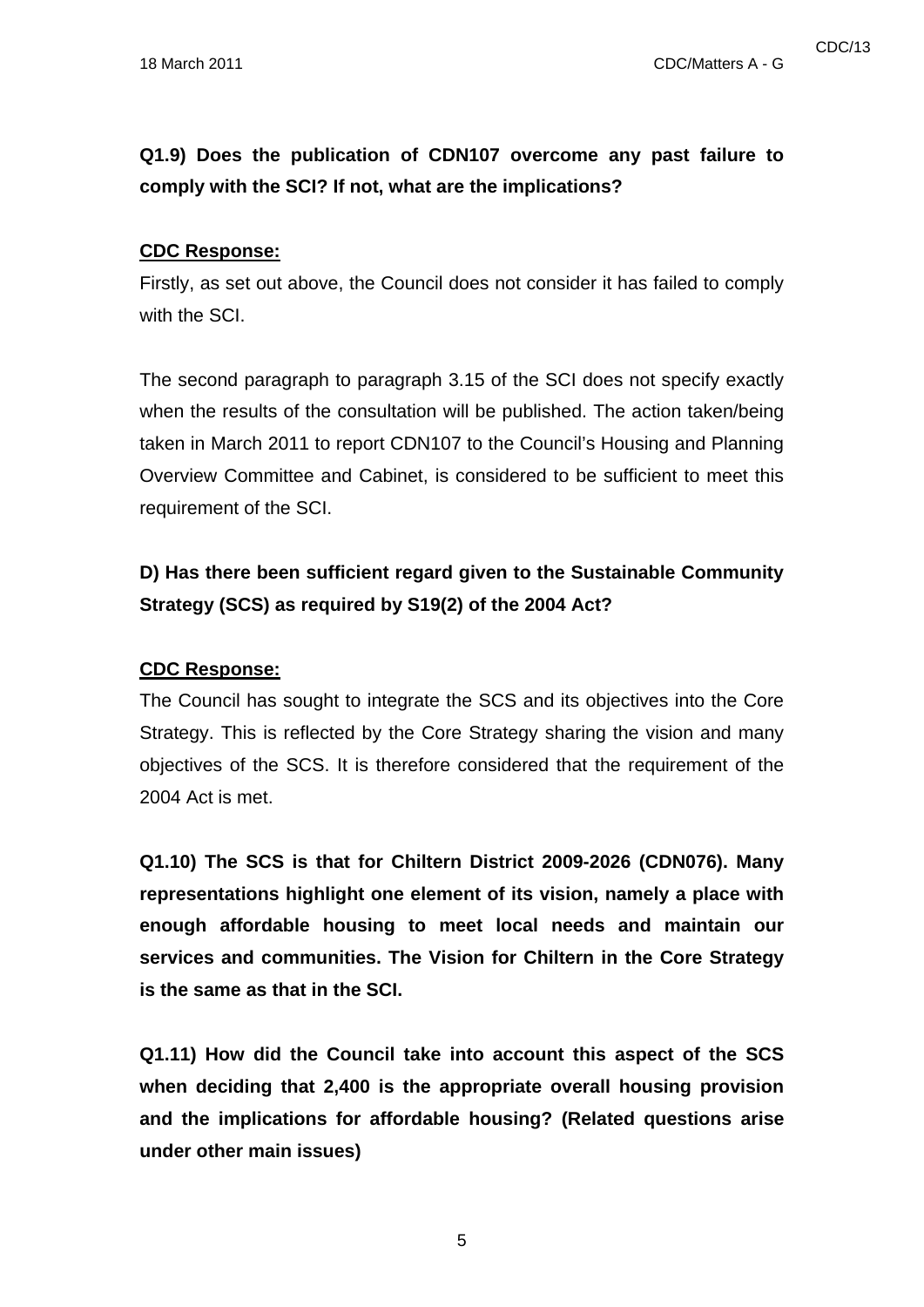**Q1.9) Does the publication of CDN107 overcome any past failure to comply with the SCI? If not, what are the implications?**

**CDC Response:**

Firstly, as set out above, the Council does not consider it has failed to comply with the SCI.

The second paragraph to paragraph 3.15 of the SCI does not specify exactly when the results of the consultation will be published. The action taken/being taken in March 2011 to report CDN107 to the Council's Housing and Planning Overview Committee and Cabinet, is considered to be sufficient to meet this requirement of the SCI.

**D) Has there been sufficient regard given to the Sustainable Community Strategy (SCS) as required by S19(2) of the 2004 Act?**

**CDC Response:**

The Council has sought to integrate the SCS and its objectives into the Core Strategy. This is reflected by the Core Strategy sharing the vision and many objectives of the SCS. It is therefore considered that the requirement of the 2004 Act is met.

**Q1.10) The SCS is that for Chiltern District 2009-2026 (CDN076). Many representations highlight one element of its vision, namely a place with enough affordable housing to meet local needs and maintain our services and communities. The Vision for Chiltern in the Core Strategy is the same as that in the SCI.**

**Q1.11) How did the Council take into account this aspect of the SCS when deciding that 2,400 is the appropriate overall housing provision and the implications for affordable housing? (Related questions arise under other main issues)**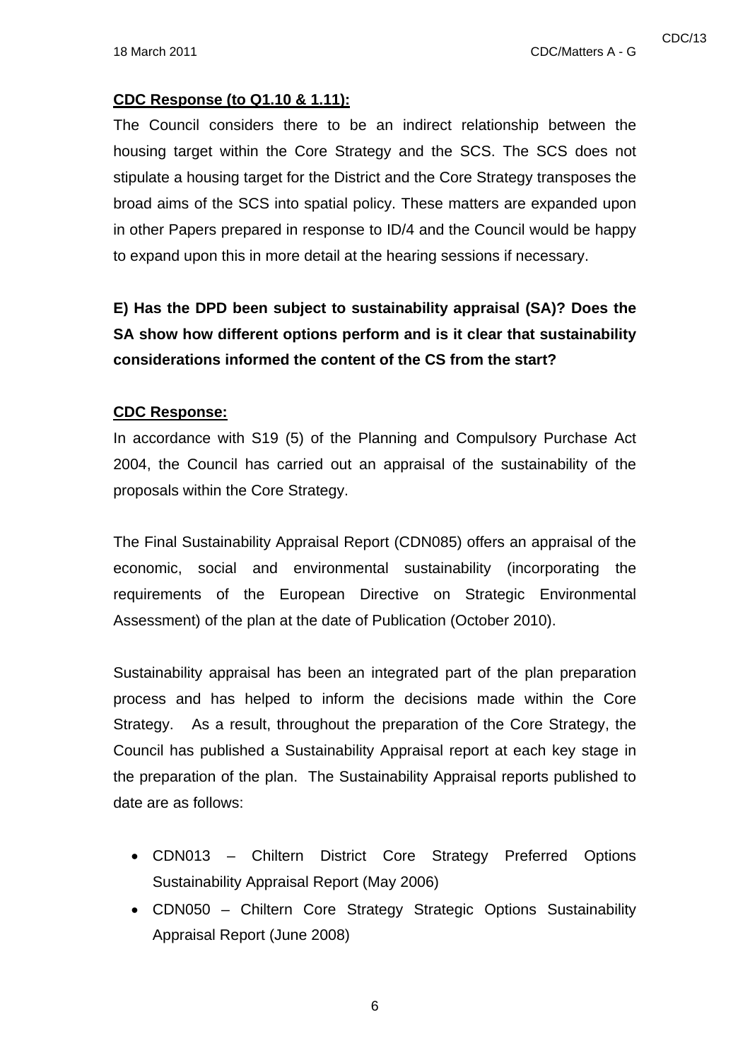**CDC Response (to Q1.10 & 1.11):**

The Council considers there to be an indirect relationship between the housing target within the Core Strategy and the SCS. The SCS does not stipulate a housing target for the District and the Core Strategy transposes the broad aims of the SCS into spatial policy. These matters are expanded upon in other Papers prepared in response to ID/4 and the Council would be happy to expand upon this in more detail at the hearing sessions if necessary.

**E) Has the DPD been subject to sustainability appraisal (SA)? Does the SA show how different options perform and is it clear that sustainability considerations informed the content of the CS from the start?**

**CDC Response:**

In accordance with S19 (5) of the Planning and Compulsory Purchase Act 2004, the Council has carried out an appraisal of the sustainability of the proposals within the Core Strategy.

The Final Sustainability Appraisal Report (CDN085) offers an appraisal of the economic, social and environmental sustainability (incorporating the requirements of the European Directive on Strategic Environmental Assessment) of the plan at the date of Publication (October 2010).

Sustainability appraisal has been an integrated part of the plan preparation process and has helped to inform the decisions made within the Core Strategy. As a result, throughout the preparation of the Core Strategy, the Council has published a Sustainability Appraisal report at each key stage in the preparation of the plan. The Sustainability Appraisal reports published to date are as follows:

- CDN013 – Chiltern District Core Strategy Preferred Options Sustainability Appraisal Report (May 2006)
- CDN050 – Chiltern Core Strategy Strategic Options Sustainability Appraisal Report (June 2008)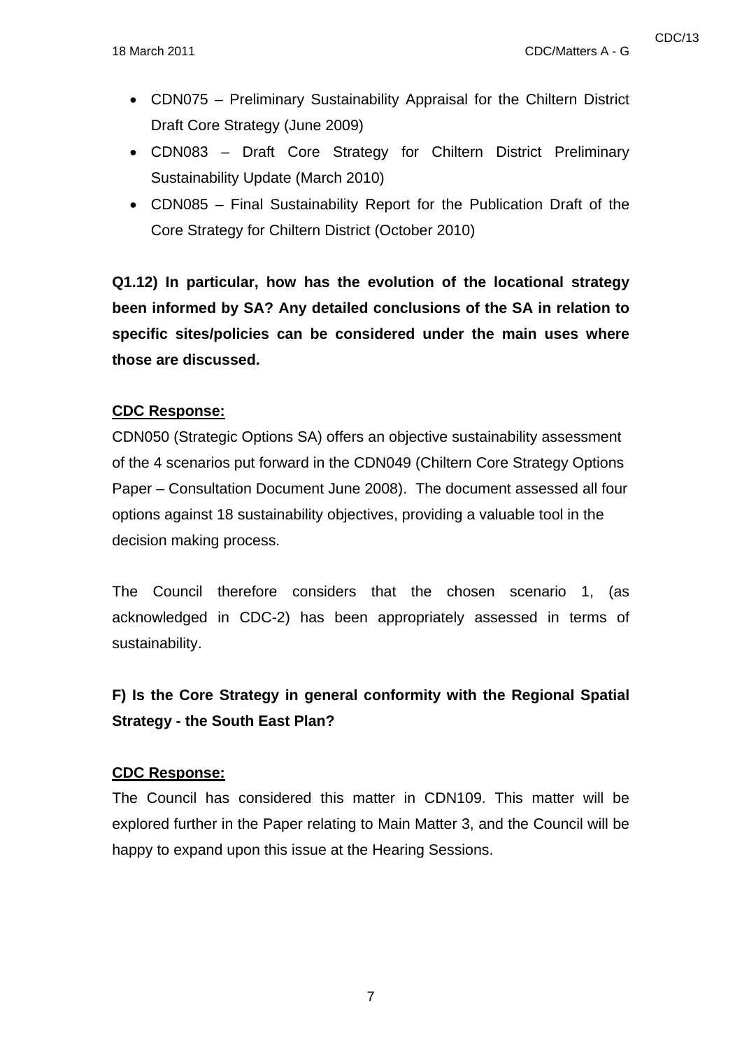- CDN075 – Preliminary Sustainability Appraisal for the Chiltern District Draft Core Strategy (June 2009)
- CDN083 – Draft Core Strategy for Chiltern District Preliminary Sustainability Update (March 2010)
- CDN085 – Final Sustainability Report for the Publication Draft of the Core Strategy for Chiltern District (October 2010)

**Q1.12) In particular, how has the evolution of the locational strategy been informed by SA? Any detailed conclusions of the SA in relation to specific sites/policies can be considered under the main uses where those are discussed.**

**CDC Response:**

CDN050 (Strategic Options SA) offers an objective sustainability assessment of the 4 scenarios put forward in the CDN049 (Chiltern Core Strategy Options Paper – Consultation Document June 2008). The document assessed all four options against 18 sustainability objectives, providing a valuable tool in the decision making process.

The Council therefore considers that the chosen scenario 1, (as acknowledged in CDC-2) has been appropriately assessed in terms of sustainability.

**F) Is the Core Strategy in general conformity with the Regional Spatial Strategy - the South East Plan?**

**CDC Response:**

The Council has considered this matter in CDN109. This matter will be explored further in the Paper relating to Main Matter 3, and the Council will be happy to expand upon this issue at the Hearing Sessions.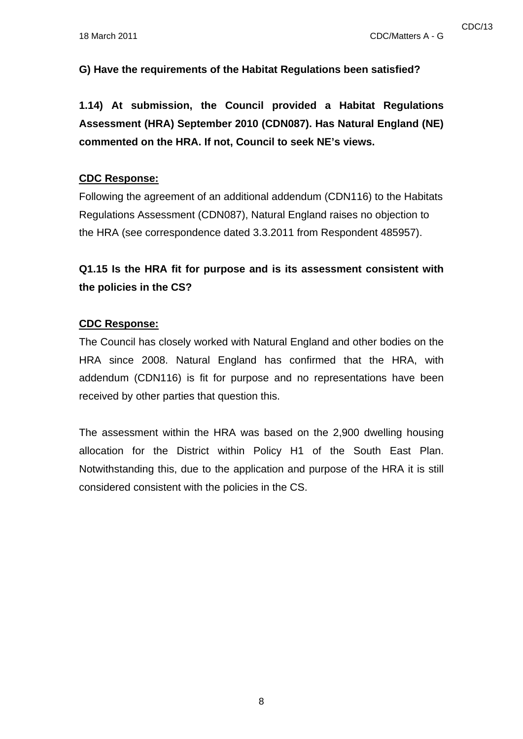**G) Have the requirements of the Habitat Regulations been satisfied?**

**1.14) At submission, the Council provided a Habitat Regulations Assessment (HRA) September 2010 (CDN087). Has Natural England (NE) commented on the HRA. If not, Council to seek NE's views.**

**CDC Response:**

Following the agreement of an additional addendum (CDN116) to the Habitats Regulations Assessment (CDN087), Natural England raises no objection to the HRA (see correspondence dated 3.3.2011 from Respondent 485957).

**Q1.15 Is the HRA fit for purpose and is its assessment consistent with the policies in the CS?**

**CDC Response:**

The Council has closely worked with Natural England and other bodies on the HRA since 2008. Natural England has confirmed that the HRA, with addendum (CDN116) is fit for purpose and no representations have been received by other parties that question this.

The assessment within the HRA was based on the 2,900 dwelling housing allocation for the District within Policy H1 of the South East Plan. Notwithstanding this, due to the application and purpose of the HRA it is still considered consistent with the policies in the CS.